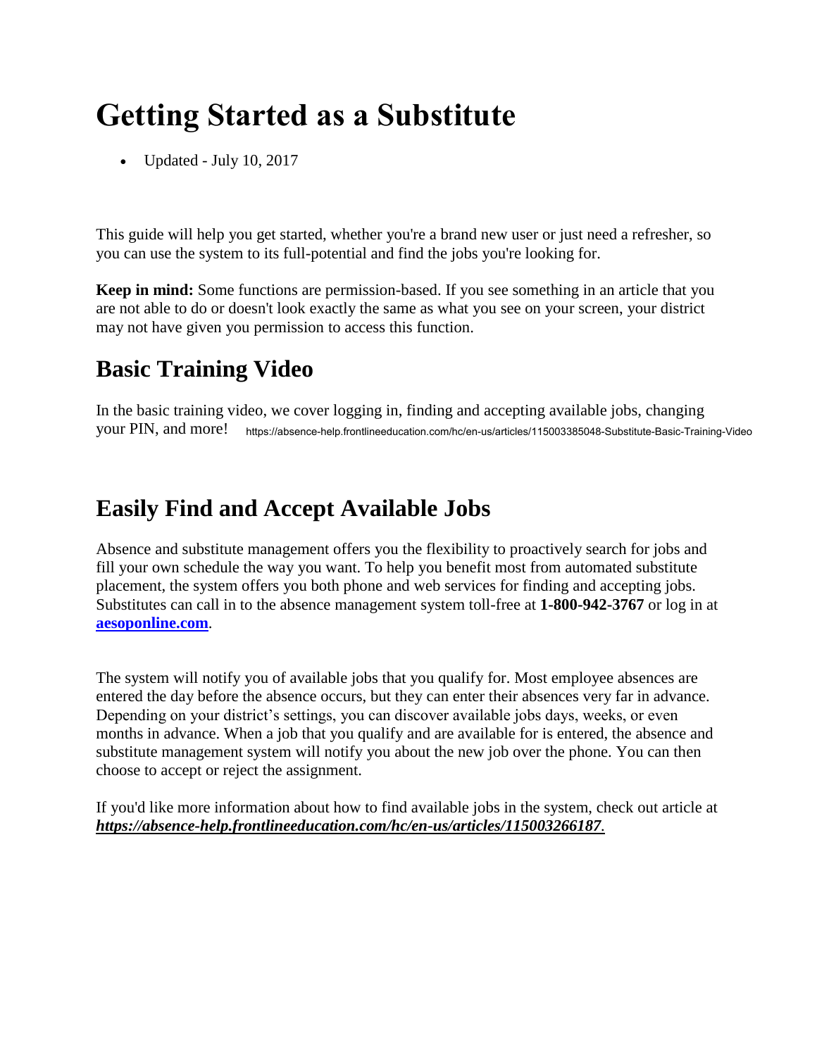# Getting Started as a Substitute

- Updated - July 10, 2017

This guide will help you get started, whether you're a brand new user or just need a refresher, so you can use the system to its full-potential and find the jobs you're looking for.

**Keep in mind:** Some functions are permission-based. If you see something in an article that you are not able to do or doesn't look exactly the same as what you see on your screen, your district may not have given you permission to access this function.

## Basic Training Video

In the basic training video, we cover logging in, finding and accepting available jobs, changing your PIN, and more! https://absence-help.frontlineeducation.com/hc/en-us/articles/115003385048-Substitute-Basic-Training-Video

## Easily Find and Accept Available Jobs

Absence and substitute management offers you the flexibility to proactively search for jobs and fill your own schedule the way you want. To help you benefit most from automated substitute placement, the system offers you both phone and web services for finding and accepting jobs. Substitutes can call in to the absence management system toll-free at **1-800-942-3767** or log in at **aesoponline.com**.

The system will notify you of available jobs that you qualify for. Most employee absences are entered the day before the absence occurs, but they can enter their absences very far in advance. Depending on your district's settings, you can discover available jobs days, weeks, or even months in advance. When a job that you qualify and are available for is entered, the absence and substitute management system will notify you about the new job over the phone. You can then choose to accept or reject the assignment.

If you'd like more information about how to find available jobs in the system, check out article at ***https://absence-help.frontlineeducation.com/hc/en-us/articles/115003266187***.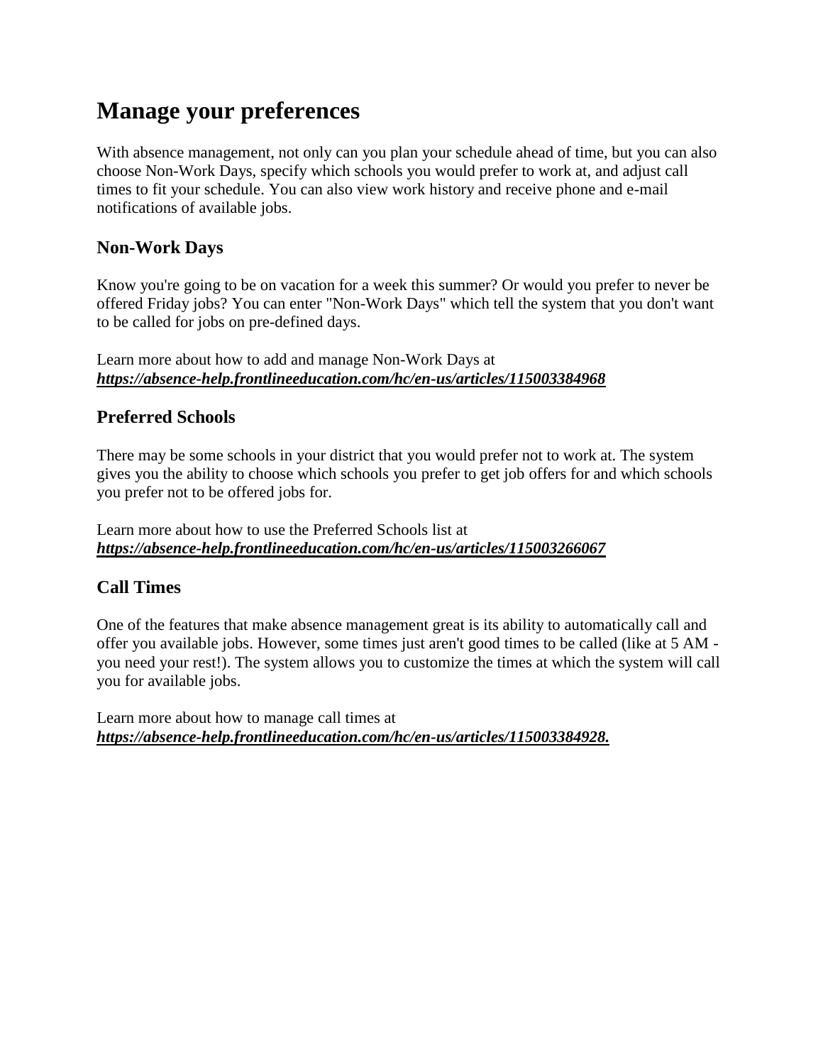# Manage your preferences

With absence management, not only can you plan your schedule ahead of time, but you can also choose Non-Work Days, specify which schools you would prefer to work at, and adjust call times to fit your schedule. You can also view work history and receive phone and e-mail notifications of available jobs.

## Non-Work Days

Know you're going to be on vacation for a week this summer? Or would you prefer to never be offered Friday jobs? You can enter "Non-Work Days" which tell the system that you don't want to be called for jobs on pre-defined days.

Learn more about how to add and manage Non-Work Days at ***https://absence-help.frontlineeducation.com/hc/en-us/articles/115003384968***

## Preferred Schools

There may be some schools in your district that you would prefer not to work at. The system gives you the ability to choose which schools you prefer to get job offers for and which schools you prefer not to be offered jobs for.

Learn more about how to use the Preferred Schools list at ***https://absence-help.frontlineeducation.com/hc/en-us/articles/115003266067***

## Call Times

One of the features that make absence management great is its ability to automatically call and offer you available jobs. However, some times just aren't good times to be called (like at 5 AM - you need your rest!). The system allows you to customize the times at which the system will call you for available jobs.

Learn more about how to manage call times at ***https://absence-help.frontlineeducation.com/hc/en-us/articles/115003384928.***